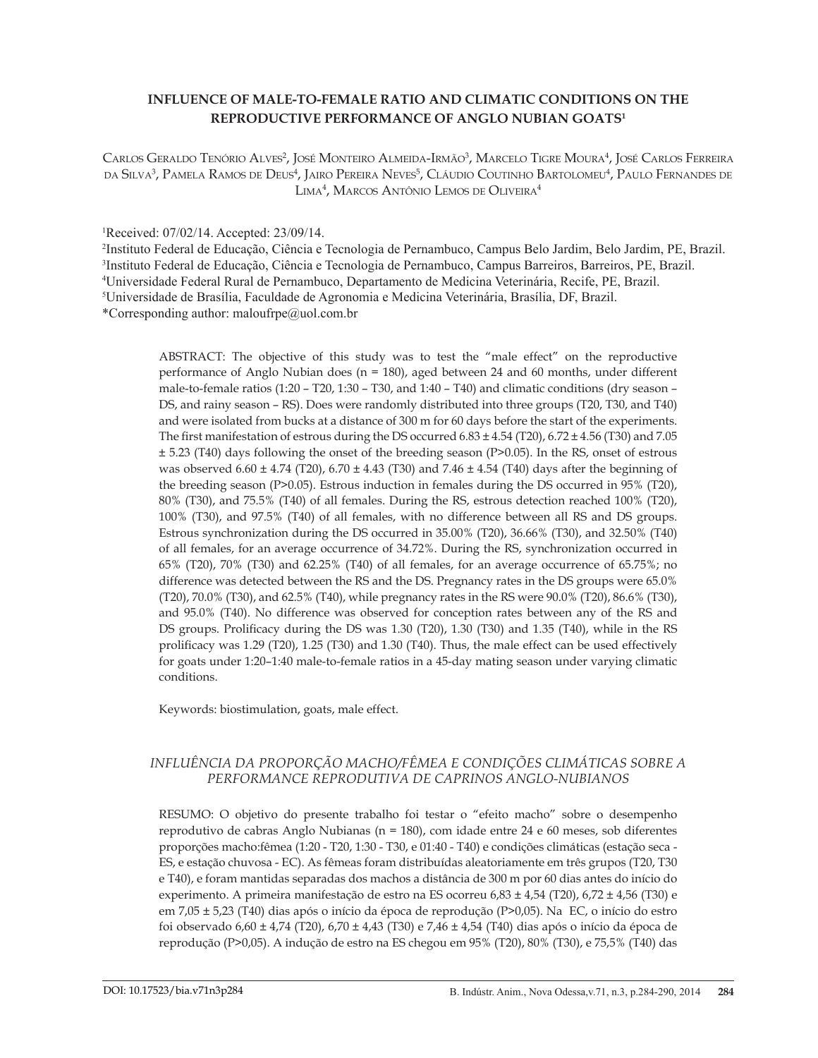# INFLUENCE OF MALE-TO-FEMALE RATIO AND CLIMATIC CONDITIONS ON THE REPRODUCTIVE PERFORMANCE OF ANGLO NUBIAN GOATS[1]

Carlos Geraldo Tenório Alves[2], José Monteiro Almeida-Irmão[3], Marcelo Tigre Moura[4], José Carlos Ferreira da Silva[3], Pamela Ramos de Deus[4], Jairo Pereira Neves[5], Cláudio Coutinho Bartolomeu[4], Paulo Fernandes de Lima[4], Marcos Antônio Lemos de Oliveira[4]

[1]Received: 07/02/14. Accepted: 23/09/14.
[2]Instituto Federal de Educação, Ciência e Tecnologia de Pernambuco, Campus Belo Jardim, Belo Jardim, PE, Brazil.
[3]Instituto Federal de Educação, Ciência e Tecnologia de Pernambuco, Campus Barreiros, Barreiros, PE, Brazil.
[4]Universidade Federal Rural de Pernambuco, Departamento de Medicina Veterinária, Recife, PE, Brazil.
[5]Universidade de Brasília, Faculdade de Agronomia e Medicina Veterinária, Brasília, DF, Brazil.
*Corresponding author: maloufrpe@uol.com.br

ABSTRACT: The objective of this study was to test the "male effect" on the reproductive performance of Anglo Nubian does (n = 180), aged between 24 and 60 months, under different male-to-female ratios (1:20 – T20, 1:30 – T30, and 1:40 – T40) and climatic conditions (dry season – DS, and rainy season – RS). Does were randomly distributed into three groups (T20, T30, and T40) and were isolated from bucks at a distance of 300 m for 60 days before the start of the experiments. The first manifestation of estrous during the DS occurred 6.83 ± 4.54 (T20), 6.72 ± 4.56 (T30) and 7.05 ± 5.23 (T40) days following the onset of the breeding season (P>0.05). In the RS, onset of estrous was observed 6.60 ± 4.74 (T20), 6.70 ± 4.43 (T30) and 7.46 ± 4.54 (T40) days after the beginning of the breeding season (P>0.05). Estrous induction in females during the DS occurred in 95% (T20), 80% (T30), and 75.5% (T40) of all females. During the RS, estrous detection reached 100% (T20), 100% (T30), and 97.5% (T40) of all females, with no difference between all RS and DS groups. Estrous synchronization during the DS occurred in 35.00% (T20), 36.66% (T30), and 32.50% (T40) of all females, for an average occurrence of 34.72%. During the RS, synchronization occurred in 65% (T20), 70% (T30) and 62.25% (T40) of all females, for an average occurrence of 65.75%; no difference was detected between the RS and the DS. Pregnancy rates in the DS groups were 65.0% (T20), 70.0% (T30), and 62.5% (T40), while pregnancy rates in the RS were 90.0% (T20), 86.6% (T30), and 95.0% (T40). No difference was observed for conception rates between any of the RS and DS groups. Prolificacy during the DS was 1.30 (T20), 1.30 (T30) and 1.35 (T40), while in the RS prolificacy was 1.29 (T20), 1.25 (T30) and 1.30 (T40). Thus, the male effect can be used effectively for goats under 1:20–1:40 male-to-female ratios in a 45-day mating season under varying climatic conditions.

Keywords: biostimulation, goats, male effect.

## *INFLUÊNCIA DA PROPORÇÃO MACHO/FÊMEA E CONDIÇÕES CLIMÁTICAS SOBRE A PERFORMANCE REPRODUTIVA DE CAPRINOS ANGLO-NUBIANOS*

RESUMO: O objetivo do presente trabalho foi testar o "efeito macho" sobre o desempenho reprodutivo de cabras Anglo Nubianas (n = 180), com idade entre 24 e 60 meses, sob diferentes proporções macho:fêmea (1:20 - T20, 1:30 - T30, e 01:40 - T40) e condições climáticas (estação seca - ES, e estação chuvosa - EC). As fêmeas foram distribuídas aleatoriamente em três grupos (T20, T30 e T40), e foram mantidas separadas dos machos a distância de 300 m por 60 dias antes do início do experimento. A primeira manifestação de estro na ES ocorreu 6,83 ± 4,54 (T20), 6,72 ± 4,56 (T30) e em 7,05 ± 5,23 (T40) dias após o início da época de reprodução (P>0,05). Na EC, o início do estro foi observado 6,60 ± 4,74 (T20), 6,70 ± 4,43 (T30) e 7,46 ± 4,54 (T40) dias após o início da época de reprodução (P>0,05). A indução de estro na ES chegou em 95% (T20), 80% (T30), e 75,5% (T40) das

DOI: 10.17523/bia.v71n3p284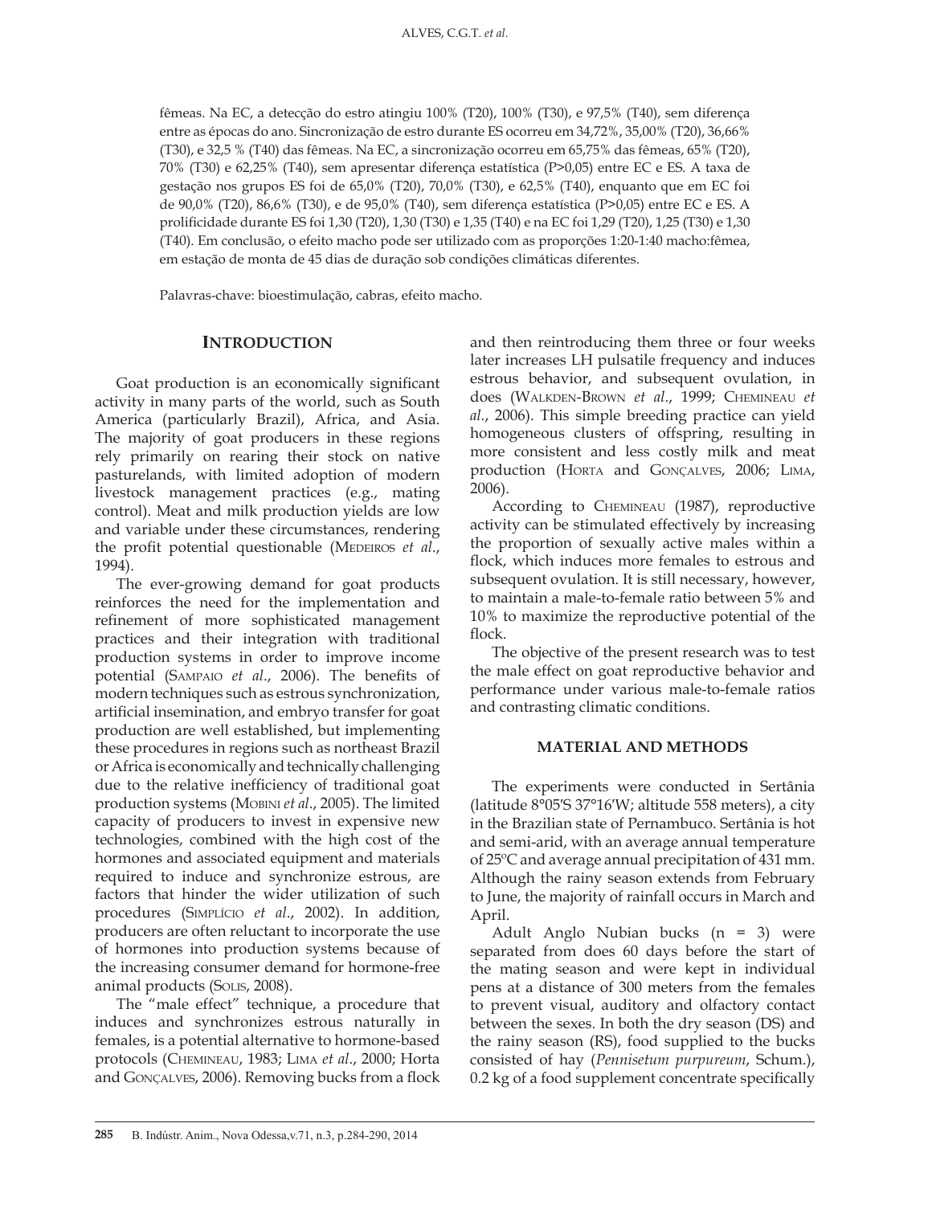fêmeas. Na EC, a detecção do estro atingiu 100% (T20), 100% (T30), e 97,5% (T40), sem diferença entre as épocas do ano. Sincronização de estro durante ES ocorreu em 34,72%, 35,00% (T20), 36,66% (T30), e 32,5 % (T40) das fêmeas. Na EC, a sincronização ocorreu em 65,75% das fêmeas, 65% (T20), 70% (T30) e 62,25% (T40), sem apresentar diferença estatística (P>0,05) entre EC e ES. A taxa de gestação nos grupos ES foi de 65,0% (T20), 70,0% (T30), e 62,5% (T40), enquanto que em EC foi de 90,0% (T20), 86,6% (T30), e de 95,0% (T40), sem diferença estatística (P>0,05) entre EC e ES. A prolificidade durante ES foi 1,30 (T20), 1,30 (T30) e 1,35 (T40) e na EC foi 1,29 (T20), 1,25 (T30) e 1,30 (T40). Em conclusão, o efeito macho pode ser utilizado com as proporções 1:20-1:40 macho:fêmea, em estação de monta de 45 dias de duração sob condições climáticas diferentes.

Palavras-chave: bioestimulação, cabras, efeito macho.

## INTRODUCTION

Goat production is an economically significant activity in many parts of the world, such as South America (particularly Brazil), Africa, and Asia. The majority of goat producers in these regions rely primarily on rearing their stock on native pasturelands, with limited adoption of modern livestock management practices (e.g., mating control). Meat and milk production yields are low and variable under these circumstances, rendering the profit potential questionable (Medeiros *et al*., 1994).

The ever-growing demand for goat products reinforces the need for the implementation and refinement of more sophisticated management practices and their integration with traditional production systems in order to improve income potential (Sampaio *et al*., 2006). The benefits of modern techniques such as estrous synchronization, artificial insemination, and embryo transfer for goat production are well established, but implementing these procedures in regions such as northeast Brazil or Africa is economically and technically challenging due to the relative inefficiency of traditional goat production systems (Mobini *et al*., 2005). The limited capacity of producers to invest in expensive new technologies, combined with the high cost of the hormones and associated equipment and materials required to induce and synchronize estrous, are factors that hinder the wider utilization of such procedures (Simplício *et al*., 2002). In addition, producers are often reluctant to incorporate the use of hormones into production systems because of the increasing consumer demand for hormone-free animal products (Solis, 2008).

The "male effect" technique, a procedure that induces and synchronizes estrous naturally in females, is a potential alternative to hormone-based protocols (Chemineau, 1983; Lima *et al*., 2000; Horta and Gonçalves, 2006). Removing bucks from a flock and then reintroducing them three or four weeks later increases LH pulsatile frequency and induces estrous behavior, and subsequent ovulation, in does (Walkden-Brown *et al*., 1999; Chemineau *et al*., 2006). This simple breeding practice can yield homogeneous clusters of offspring, resulting in more consistent and less costly milk and meat production (Horta and Gonçalves, 2006; Lima, 2006).

According to Chemineau (1987), reproductive activity can be stimulated effectively by increasing the proportion of sexually active males within a flock, which induces more females to estrous and subsequent ovulation. It is still necessary, however, to maintain a male-to-female ratio between 5% and 10% to maximize the reproductive potential of the flock.

The objective of the present research was to test the male effect on goat reproductive behavior and performance under various male-to-female ratios and contrasting climatic conditions.

## MATERIAL AND METHODS

The experiments were conducted in Sertânia (latitude 8°05'S 37°16'W; altitude 558 meters), a city in the Brazilian state of Pernambuco. Sertânia is hot and semi-arid, with an average annual temperature of 25ºC and average annual precipitation of 431 mm. Although the rainy season extends from February to June, the majority of rainfall occurs in March and April.

Adult Anglo Nubian bucks (n = 3) were separated from does 60 days before the start of the mating season and were kept in individual pens at a distance of 300 meters from the females to prevent visual, auditory and olfactory contact between the sexes. In both the dry season (DS) and the rainy season (RS), food supplied to the bucks consisted of hay (*Pennisetum purpureum*, Schum.), 0.2 kg of a food supplement concentrate specifically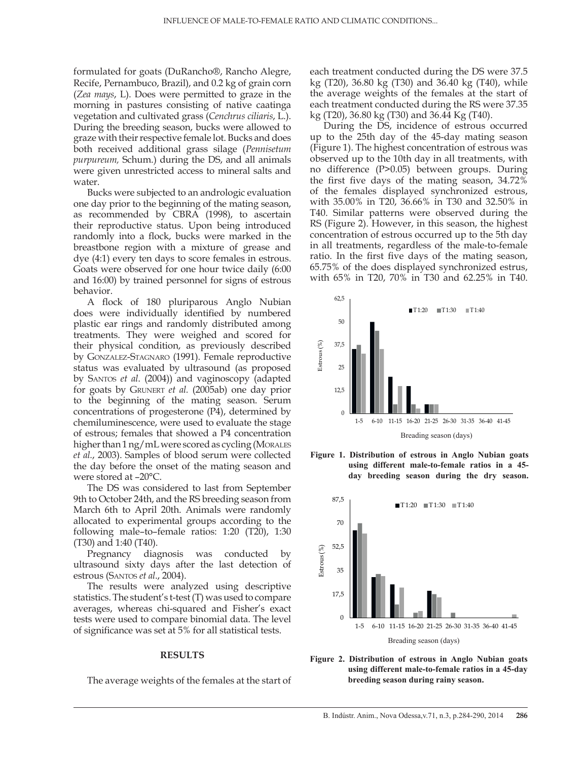formulated for goats (DuRancho®, Rancho Alegre, Recife, Pernambuco, Brazil), and 0.2 kg of grain corn (*Zea mays*, L). Does were permitted to graze in the morning in pastures consisting of native caatinga vegetation and cultivated grass (*Cenchrus ciliaris*, L.). During the breeding season, bucks were allowed to graze with their respective female lot. Bucks and does both received additional grass silage (*Pennisetum purpureum,* Schum.) during the DS, and all animals were given unrestricted access to mineral salts and water.

Bucks were subjected to an andrologic evaluation one day prior to the beginning of the mating season, as recommended by CBRA (1998), to ascertain their reproductive status. Upon being introduced randomly into a flock, bucks were marked in the breastbone region with a mixture of grease and dye (4:1) every ten days to score females in estrous. Goats were observed for one hour twice daily (6:00 and 16:00) by trained personnel for signs of estrous behavior.

A flock of 180 pluriparous Anglo Nubian does were individually identified by numbered plastic ear rings and randomly distributed among treatments. They were weighed and scored for their physical condition, as previously described by Gonzalez-Stagnaro (1991). Female reproductive status was evaluated by ultrasound (as proposed by Santos *et al*. (2004)) and vaginoscopy (adapted for goats by Grunert *et al.* (2005ab) one day prior to the beginning of the mating season. Serum concentrations of progesterone (P4), determined by chemiluminescence, were used to evaluate the stage of estrous; females that showed a P4 concentration higher than 1 ng/mL were scored as cycling (Morales *et al.*, 2003). Samples of blood serum were collected the day before the onset of the mating season and were stored at –20°C.

The DS was considered to last from September 9th to October 24th, and the RS breeding season from March 6th to April 20th. Animals were randomly allocated to experimental groups according to the following male–to–female ratios: 1:20 (T20), 1:30 (T30) and 1:40 (T40).

Pregnancy diagnosis was conducted by ultrasound sixty days after the last detection of estrous (Santos *et al*., 2004).

The results were analyzed using descriptive statistics. The student's t-test (T) was used to compare averages, whereas chi-squared and Fisher's exact tests were used to compare binomial data. The level of significance was set at 5% for all statistical tests.

## RESULTS

The average weights of the females at the start of each treatment conducted during the DS were 37.5 kg (T20), 36.80 kg (T30) and 36.40 kg (T40), while the average weights of the females at the start of each treatment conducted during the RS were 37.35 kg (T20), 36.80 kg (T30) and 36.44 Kg (T40).

During the DS, incidence of estrous occurred up to the 25th day of the 45-day mating season (Figure 1). The highest concentration of estrous was observed up to the 10th day in all treatments, with no difference (P>0.05) between groups. During the first five days of the mating season, 34.72% of the females displayed synchronized estrous, with 35.00% in T20, 36.66% in T30 and 32.50% in T40. Similar patterns were observed during the RS (Figure 2). However, in this season, the highest concentration of estrous occurred up to the 5th day in all treatments, regardless of the male-to-female ratio. In the first five days of the mating season, 65.75% of the does displayed synchronized estrus, with 65% in T20, 70% in T30 and 62.25% in T40.

**Figure 1. Distribution of estrous in Anglo Nubian goats using different male-to-female ratios in a 45-day breeding season during the dry season.**

**Figure 2. Distribution of estrous in Anglo Nubian goats using different male-to-female ratios in a 45-day breeding season during rainy season.**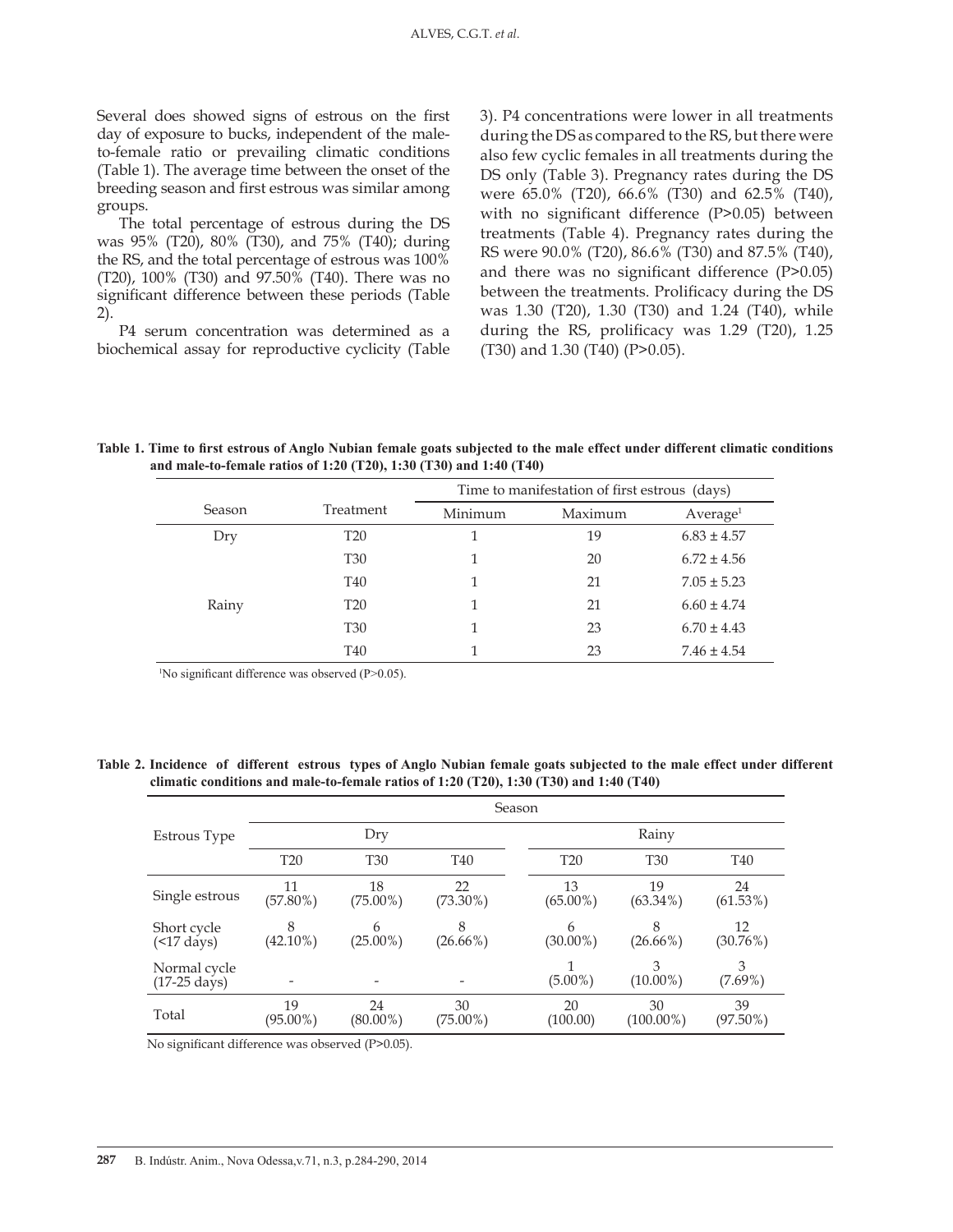Several does showed signs of estrous on the first day of exposure to bucks, independent of the male-to-female ratio or prevailing climatic conditions (Table 1). The average time between the onset of the breeding season and first estrous was similar among groups.

The total percentage of estrous during the DS was 95% (T20), 80% (T30), and 75% (T40); during the RS, and the total percentage of estrous was 100% (T20), 100% (T30) and 97.50% (T40). There was no significant difference between these periods (Table 2).

P4 serum concentration was determined as a biochemical assay for reproductive cyclicity (Table 3). P4 concentrations were lower in all treatments during the DS as compared to the RS, but there were also few cyclic females in all treatments during the DS only (Table 3). Pregnancy rates during the DS were 65.0% (T20), 66.6% (T30) and 62.5% (T40), with no significant difference (P>0.05) between treatments (Table 4). Pregnancy rates during the RS were 90.0% (T20), 86.6% (T30) and 87.5% (T40), and there was no significant difference (P>0.05) between the treatments. Prolificacy during the DS was 1.30 (T20), 1.30 (T30) and 1.24 (T40), while during the RS, prolificacy was 1.29 (T20), 1.25 (T30) and 1.30 (T40) (P>0.05).

**Table 1. Time to first estrous of Anglo Nubian female goats subjected to the male effect under different climatic conditions and male-to-female ratios of 1:20 (T20), 1:30 (T30) and 1:40 (T40)**

| Season | Treatment | Time to manifestation of first estrous (days) | | |
|---|---|---|---|---|
| | | Minimum | Maximum | Average[1] |
| Dry | T20 | 1 | 19 | 6.83 ± 4.57 |
| | T30 | 1 | 20 | 6.72 ± 4.56 |
| | T40 | 1 | 21 | 7.05 ± 5.23 |
| Rainy | T20 | 1 | 21 | 6.60 ± 4.74 |
| | T30 | 1 | 23 | 6.70 ± 4.43 |
| | T40 | 1 | 23 | 7.46 ± 4.54 |

[1]No significant difference was observed (P>0.05).

**Table 2. Incidence of different estrous types of Anglo Nubian female goats subjected to the male effect under different climatic conditions and male-to-female ratios of 1:20 (T20), 1:30 (T30) and 1:40 (T40)**

| Estrous Type | Season | | | | | |
|---|---|---|---|---|---|---|
| | Dry | | | Rainy | | |
| | T20 | T30 | T40 | T20 | T30 | T40 |
| Single estrous | 11 (57.80%) | 18 (75.00%) | 22 (73.30%) | 13 (65.00%) | 19 (63.34%) | 24 (61.53%) |
| Short cycle (<17 days) | 8 (42.10%) | 6 (25.00%) | 8 (26.66%) | 6 (30.00%) | 8 (26.66%) | 12 (30.76%) |
| Normal cycle (17-25 days) | - | - | - | 1 (5.00%) | 3 (10.00%) | 3 (7.69%) |
| Total | 19 (95.00%) | 24 (80.00%) | 30 (75.00%) | 20 (100.00) | 30 (100.00%) | 39 (97.50%) |

No significant difference was observed (P>0.05).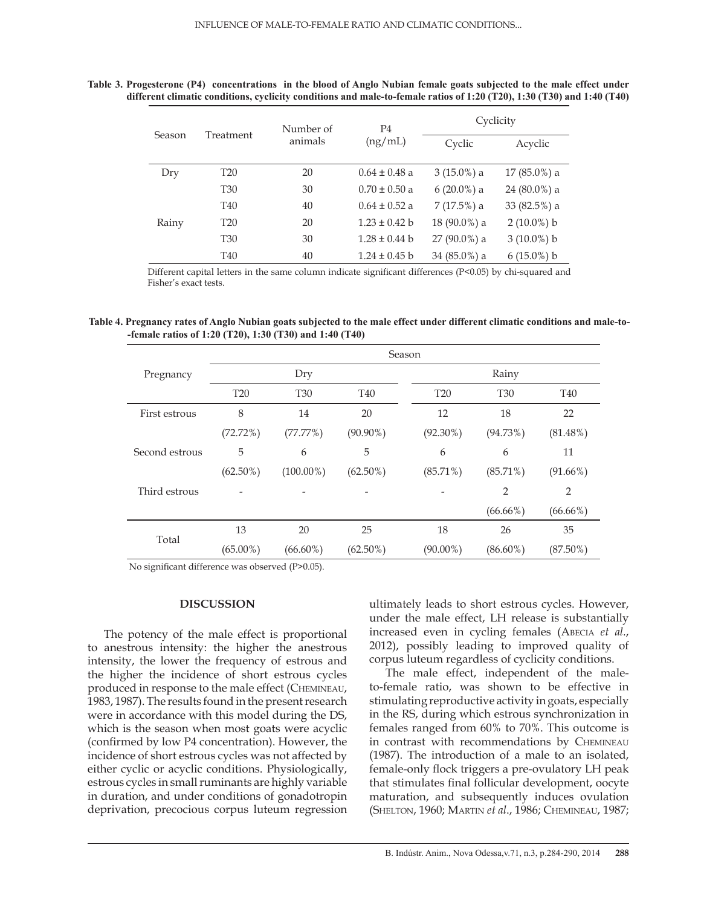**Table 3. Progesterone (P4) concentrations in the blood of Anglo Nubian female goats subjected to the male effect under different climatic conditions, cyclicity conditions and male-to-female ratios of 1:20 (T20), 1:30 (T30) and 1:40 (T40)**

| Season | Treatment | Number of animals | P4 (ng/mL) | Cyclicity | |
|---|---|---|---|---|---|
| | | | | Cyclic | Acyclic |
| Dry | T20 | 20 | 0.64 ± 0.48 a | 3 (15.0%) a | 17 (85.0%) a |
| | T30 | 30 | 0.70 ± 0.50 a | 6 (20.0%) a | 24 (80.0%) a |
| | T40 | 40 | 0.64 ± 0.52 a | 7 (17.5%) a | 33 (82.5%) a |
| Rainy | T20 | 20 | 1.23 ± 0.42 b | 18 (90.0%) a | 2 (10.0%) b |
| | T30 | 30 | 1.28 ± 0.44 b | 27 (90.0%) a | 3 (10.0%) b |
| | T40 | 40 | 1.24 ± 0.45 b | 34 (85.0%) a | 6 (15.0%) b |

Different capital letters in the same column indicate significant differences ($P<0.05$) by chi-squared and Fisher's exact tests.

**Table 4. Pregnancy rates of Anglo Nubian goats subjected to the male effect under different climatic conditions and male-to-female ratios of 1:20 (T20), 1:30 (T30) and 1:40 (T40)**

| Pregnancy | Season | | | | | |
|---|---|---|---|---|---|---|
| | Dry | | | Rainy | | |
| | T20 | T30 | T40 | T20 | T30 | T40 |
| First estrous | 8 (72.72%) | 14 (77.77%) | 20 (90.90%) | 12 (92.30%) | 18 (94.73%) | 22 (81.48%) |
| Second estrous | 5 (62.50%) | 6 (100.00%) | 5 (62.50%) | 6 (85.71%) | 6 (85.71%) | 11 (91.66%) |
| Third estrous | - | - | - | - | 2 (66.66%) | 2 (66.66%) |
| Total | 13 (65.00%) | 20 (66.60%) | 25 (62.50%) | 18 (90.00%) | 26 (86.60%) | 35 (87.50%) |

No significant difference was observed ($P>0.05$).

## DISCUSSION

The potency of the male effect is proportional to anestrous intensity: the higher the anestrous intensity, the lower the frequency of estrous and the higher the incidence of short estrous cycles produced in response to the male effect (Chemineau, 1983, 1987). The results found in the present research were in accordance with this model during the DS, which is the season when most goats were acyclic (confirmed by low P4 concentration). However, the incidence of short estrous cycles was not affected by either cyclic or acyclic conditions. Physiologically, estrous cycles in small ruminants are highly variable in duration, and under conditions of gonadotropin deprivation, precocious corpus luteum regression ultimately leads to short estrous cycles. However, under the male effect, LH release is substantially increased even in cycling females (Abecia *et al.*, 2012), possibly leading to improved quality of corpus luteum regardless of cyclicity conditions.

The male effect, independent of the male-to-female ratio, was shown to be effective in stimulating reproductive activity in goats, especially in the RS, during which estrous synchronization in females ranged from 60% to 70%. This outcome is in contrast with recommendations by Chemineau (1987). The introduction of a male to an isolated, female-only flock triggers a pre-ovulatory LH peak that stimulates final follicular development, oocyte maturation, and subsequently induces ovulation (Shelton, 1960; Martin *et al.*, 1986; Chemineau, 1987;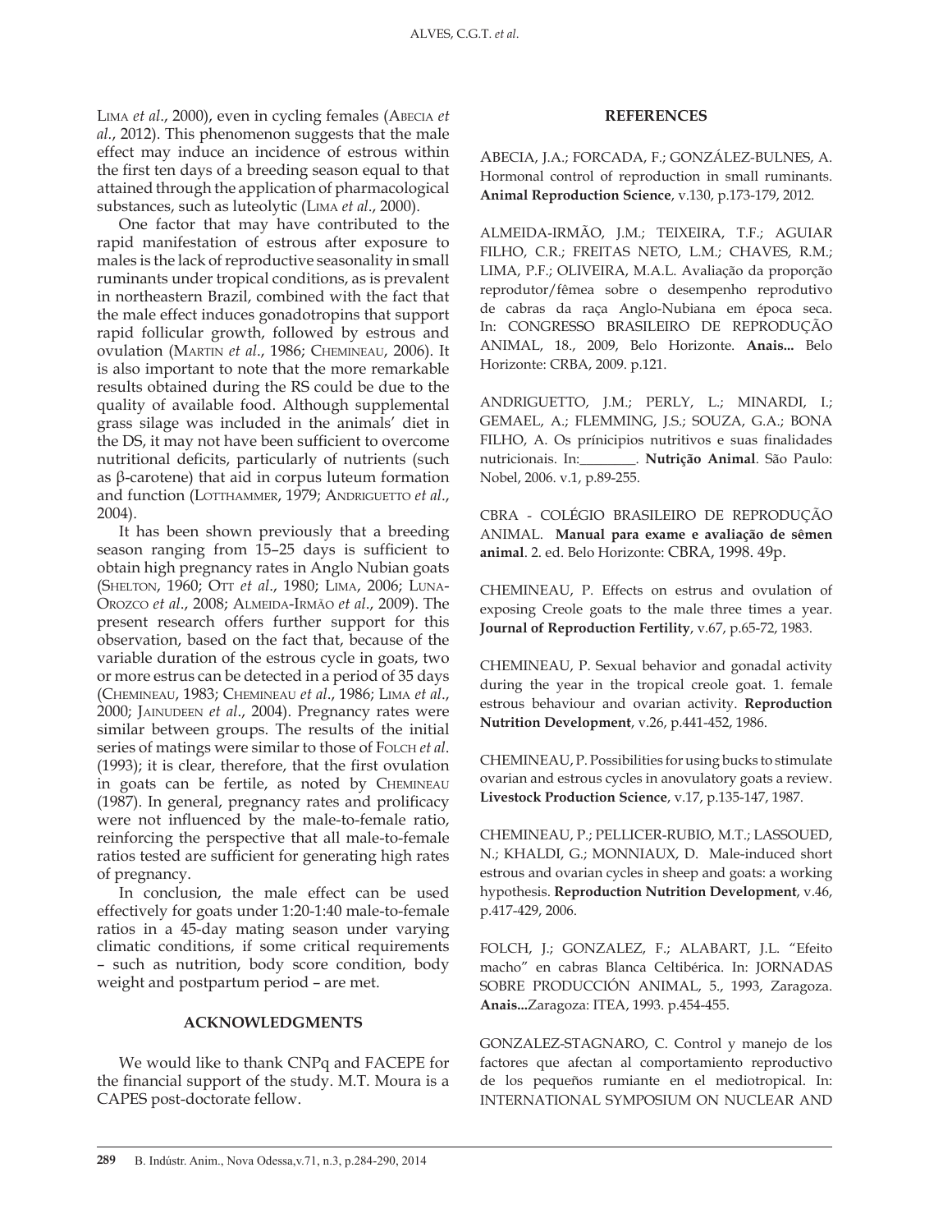Lima *et al*., 2000), even in cycling females (Abecia *et al*., 2012). This phenomenon suggests that the male effect may induce an incidence of estrous within the first ten days of a breeding season equal to that attained through the application of pharmacological substances, such as luteolytic (Lima *et al*., 2000).

One factor that may have contributed to the rapid manifestation of estrous after exposure to males is the lack of reproductive seasonality in small ruminants under tropical conditions, as is prevalent in northeastern Brazil, combined with the fact that the male effect induces gonadotropins that support rapid follicular growth, followed by estrous and ovulation (Martin *et al*., 1986; Chemineau, 2006). It is also important to note that the more remarkable results obtained during the RS could be due to the quality of available food. Although supplemental grass silage was included in the animals' diet in the DS, it may not have been sufficient to overcome nutritional deficits, particularly of nutrients (such as β-carotene) that aid in corpus luteum formation and function (Lotthammer, 1979; Andriguetto *et al*., 2004).

It has been shown previously that a breeding season ranging from 15–25 days is sufficient to obtain high pregnancy rates in Anglo Nubian goats (Shelton, 1960; Ott *et al*., 1980; Lima, 2006; Luna-Orozco *et al*., 2008; Almeida-Irmão *et al*., 2009). The present research offers further support for this observation, based on the fact that, because of the variable duration of the estrous cycle in goats, two or more estrus can be detected in a period of 35 days (Chemineau, 1983; Chemineau *et al*., 1986; Lima *et al*., 2000; Jainudeen *et al*., 2004). Pregnancy rates were similar between groups. The results of the initial series of matings were similar to those of Folch *et al*. (1993); it is clear, therefore, that the first ovulation in goats can be fertile, as noted by Chemineau (1987). In general, pregnancy rates and prolificacy were not influenced by the male-to-female ratio, reinforcing the perspective that all male-to-female ratios tested are sufficient for generating high rates of pregnancy.

In conclusion, the male effect can be used effectively for goats under 1:20-1:40 male-to-female ratios in a 45-day mating season under varying climatic conditions, if some critical requirements – such as nutrition, body score condition, body weight and postpartum period – are met.

## ACKNOWLEDGMENTS

We would like to thank CNPq and FACEPE for the financial support of the study. M.T. Moura is a CAPES post-doctorate fellow.

## REFERENCES

ABECIA, J.A.; FORCADA, F.; GONZÁLEZ-BULNES, A. Hormonal control of reproduction in small ruminants. **Animal Reproduction Science**, v.130, p.173-179, 2012.

ALMEIDA-IRMÃO, J.M.; TEIXEIRA, T.F.; AGUIAR FILHO, C.R.; FREITAS NETO, L.M.; CHAVES, R.M.; LIMA, P.F.; OLIVEIRA, M.A.L. Avaliação da proporção reprodutor/fêmea sobre o desempenho reprodutivo de cabras da raça Anglo-Nubiana em época seca. In: CONGRESSO BRASILEIRO DE REPRODUÇÃO ANIMAL, 18., 2009, Belo Horizonte. **Anais...** Belo Horizonte: CRBA, 2009. p.121.

ANDRIGUETTO, J.M.; PERLY, L.; MINARDI, I.; GEMAEL, A.; FLEMMING, J.S.; SOUZA, G.A.; BONA FILHO, A. Os prínicipios nutritivos e suas finalidades nutricionais. In:________. **Nutrição Animal**. São Paulo: Nobel, 2006. v.1, p.89-255.

CBRA - COLÉGIO BRASILEIRO DE REPRODUÇÃO ANIMAL. **Manual para exame e avaliação de sêmen animal**. 2. ed. Belo Horizonte: CBRA, 1998. 49p.

CHEMINEAU, P. Effects on estrus and ovulation of exposing Creole goats to the male three times a year. **Journal of Reproduction Fertility**, v.67, p.65-72, 1983.

CHEMINEAU, P. Sexual behavior and gonadal activity during the year in the tropical creole goat. 1. female estrous behaviour and ovarian activity. **Reproduction Nutrition Development**, v.26, p.441-452, 1986.

CHEMINEAU, P. Possibilities for using bucks to stimulate ovarian and estrous cycles in anovulatory goats a review. **Livestock Production Science**, v.17, p.135-147, 1987.

CHEMINEAU, P.; PELLICER-RUBIO, M.T.; LASSOUED, N.; KHALDI, G.; MONNIAUX, D. Male-induced short estrous and ovarian cycles in sheep and goats: a working hypothesis. **Reproduction Nutrition Development**, v.46, p.417-429, 2006.

FOLCH, J.; GONZALEZ, F.; ALABART, J.L. "Efeito macho" en cabras Blanca Celtibérica. In: JORNADAS SOBRE PRODUCCIÓN ANIMAL, 5., 1993, Zaragoza. **Anais...**Zaragoza: ITEA, 1993. p.454-455.

GONZALEZ-STAGNARO, C. Control y manejo de los factores que afectan al comportamiento reproductivo de los pequeños rumiante en el mediotropical. In: INTERNATIONAL SYMPOSIUM ON NUCLEAR AND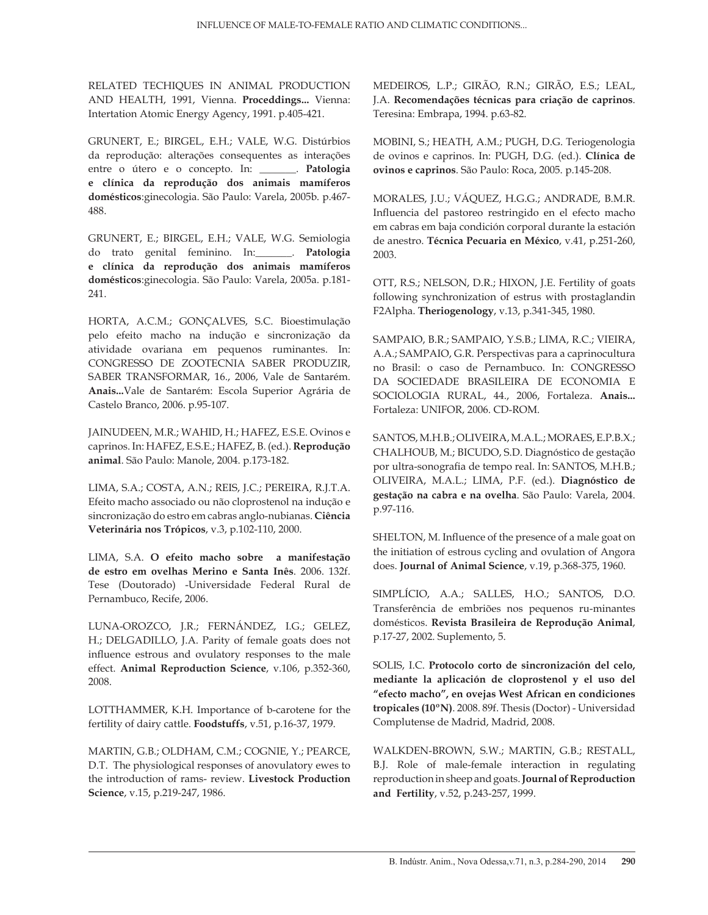RELATED TECHIQUES IN ANIMAL PRODUCTION AND HEALTH, 1991, Vienna. **Proceddings...** Vienna: Intertation Atomic Energy Agency, 1991. p.405-421.

GRUNERT, E.; BIRGEL, E.H.; VALE, W.G. Distúrbios da reprodução: alterações consequentes as interações entre o útero e o concepto. In: _______. **Patologia e clínica da reprodução dos animais mamíferos domésticos**:ginecologia. São Paulo: Varela, 2005b. p.467-488.

GRUNERT, E.; BIRGEL, E.H.; VALE, W.G. Semiologia do trato genital feminino. In:_______. **Patologia e clínica da reprodução dos animais mamíferos domésticos**:ginecologia. São Paulo: Varela, 2005a. p.181-241.

HORTA, A.C.M.; GONÇALVES, S.C. Bioestimulação pelo efeito macho na indução e sincronização da atividade ovariana em pequenos ruminantes. In: CONGRESSO DE ZOOTECNIA SABER PRODUZIR, SABER TRANSFORMAR, 16., 2006, Vale de Santarém. **Anais...**Vale de Santarém: Escola Superior Agrária de Castelo Branco, 2006. p.95-107.

JAINUDEEN, M.R.; WAHID, H.; HAFEZ, E.S.E. Ovinos e caprinos. In: HAFEZ, E.S.E.; HAFEZ, B. (ed.). **Reprodução animal**. São Paulo: Manole, 2004. p.173-182.

LIMA, S.A.; COSTA, A.N.; REIS, J.C.; PEREIRA, R.J.T.A. Efeito macho associado ou não cloprostenol na indução e sincronização do estro em cabras anglo-nubianas. **Ciência Veterinária nos Trópicos**, v.3, p.102-110, 2000.

LIMA, S.A. **O efeito macho sobre a manifestação de estro em ovelhas Merino e Santa Inês**. 2006. 132f. Tese (Doutorado) -Universidade Federal Rural de Pernambuco, Recife, 2006.

LUNA-OROZCO, J.R.; FERNÁNDEZ, I.G.; GELEZ, H.; DELGADILLO, J.A. Parity of female goats does not influence estrous and ovulatory responses to the male effect. **Animal Reproduction Science**, v.106, p.352-360, 2008.

LOTTHAMMER, K.H. Importance of b-carotene for the fertility of dairy cattle. **Foodstuffs**, v.51, p.16-37, 1979.

MARTIN, G.B.; OLDHAM, C.M.; COGNIE, Y.; PEARCE, D.T. The physiological responses of anovulatory ewes to the introduction of rams- review. **Livestock Production Science**, v.15, p.219-247, 1986.

MEDEIROS, L.P.; GIRÃO, R.N.; GIRÃO, E.S.; LEAL, J.A. **Recomendações técnicas para criação de caprinos**. Teresina: Embrapa, 1994. p.63-82.

MOBINI, S.; HEATH, A.M.; PUGH, D.G. Teriogenologia de ovinos e caprinos. In: PUGH, D.G. (ed.). **Clínica de ovinos e caprinos**. São Paulo: Roca, 2005. p.145-208.

MORALES, J.U.; VÁQUEZ, H.G.G.; ANDRADE, B.M.R. Influencia del pastoreo restringido en el efecto macho em cabras em baja condición corporal durante la estación de anestro. **Técnica Pecuaria en México**, v.41, p.251-260, 2003.

OTT, R.S.; NELSON, D.R.; HIXON, J.E. Fertility of goats following synchronization of estrus with prostaglandin F2Alpha. **Theriogenology**, v.13, p.341-345, 1980.

SAMPAIO, B.R.; SAMPAIO, Y.S.B.; LIMA, R.C.; VIEIRA, A.A.; SAMPAIO, G.R. Perspectivas para a caprinocultura no Brasil: o caso de Pernambuco. In: CONGRESSO DA SOCIEDADE BRASILEIRA DE ECONOMIA E SOCIOLOGIA RURAL, 44., 2006, Fortaleza. **Anais...** Fortaleza: UNIFOR, 2006. CD-ROM.

SANTOS, M.H.B.; OLIVEIRA, M.A.L.; MORAES, E.P.B.X.; CHALHOUB, M.; BICUDO, S.D. Diagnóstico de gestação por ultra-sonografia de tempo real. In: SANTOS, M.H.B.; OLIVEIRA, M.A.L.; LIMA, P.F. (ed.). **Diagnóstico de gestação na cabra e na ovelha**. São Paulo: Varela, 2004. p.97-116.

SHELTON, M. Influence of the presence of a male goat on the initiation of estrous cycling and ovulation of Angora does. **Journal of Animal Science**, v.19, p.368-375, 1960.

SIMPLÍCIO, A.A.; SALLES, H.O.; SANTOS, D.O. Transferência de embriões nos pequenos ru-minantes domésticos. **Revista Brasileira de Reprodução Animal**, p.17-27, 2002. Suplemento, 5.

SOLIS, I.C. **Protocolo corto de sincronización del celo, mediante la aplicación de cloprostenol y el uso del "efecto macho", en ovejas West African en condiciones tropicales (10ºN)**. 2008. 89f. Thesis (Doctor) - Universidad Complutense de Madrid, Madrid, 2008.

WALKDEN-BROWN, S.W.; MARTIN, G.B.; RESTALL, B.J. Role of male-female interaction in regulating reproduction in sheep and goats. **Journal of Reproduction and Fertility**, v.52, p.243-257, 1999.